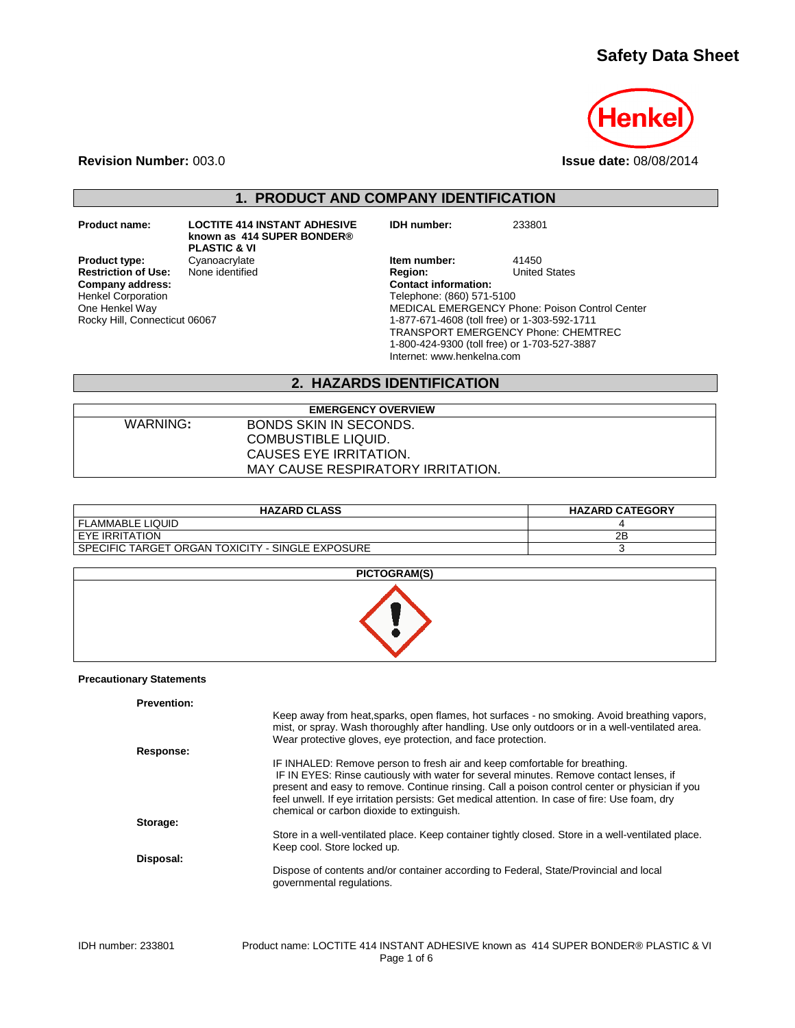# Safety Data Sheet

**Revision Number:** 003.0

**Issue date:** 08/08/2014

## 1. PRODUCT AND COMPANY IDENTIFICATION

**Product name:** **LOCTITE 414 INSTANT ADHESIVE known as 414 SUPER BONDER® PLASTIC & VI**

**IDH number:** 233801

**Product type:** Cyanoacrylate

**Item number:** 41450

**Restriction of Use:** None identified

**Region:** United States

**Company address:**
Henkel Corporation
One Henkel Way
Rocky Hill, Connecticut 06067

**Contact information:**
Telephone: (860) 571-5100
MEDICAL EMERGENCY Phone: Poison Control Center
1-877-671-4608 (toll free) or 1-303-592-1711
TRANSPORT EMERGENCY Phone: CHEMTREC
1-800-424-9300 (toll free) or 1-703-527-3887
Internet: www.henkelna.com

## 2. HAZARDS IDENTIFICATION

| EMERGENCY OVERVIEW | |
|---|---|
| WARNING: | BONDS SKIN IN SECONDS.<br>COMBUSTIBLE LIQUID.<br>CAUSES EYE IRRITATION.<br>MAY CAUSE RESPIRATORY IRRITATION. |

| HAZARD CLASS | HAZARD CATEGORY |
|---|---|
| FLAMMABLE LIQUID | 4 |
| EYE IRRITATION | 2B |
| SPECIFIC TARGET ORGAN TOXICITY - SINGLE EXPOSURE | 3 |

**PICTOGRAM(S)**

**Precautionary Statements**

**Prevention:**
Keep away from heat,sparks, open flames, hot surfaces - no smoking. Avoid breathing vapors, mist, or spray. Wash thoroughly after handling. Use only outdoors or in a well-ventilated area. Wear protective gloves, eye protection, and face protection.

**Response:**
IF INHALED: Remove person to fresh air and keep comfortable for breathing.
IF IN EYES: Rinse cautiously with water for several minutes. Remove contact lenses, if present and easy to remove. Continue rinsing. Call a poison control center or physician if you feel unwell. If eye irritation persists: Get medical attention. In case of fire: Use foam, dry chemical or carbon dioxide to extinguish.

**Storage:**
Store in a well-ventilated place. Keep container tightly closed. Store in a well-ventilated place. Keep cool. Store locked up.

**Disposal:**
Dispose of contents and/or container according to Federal, State/Provincial and local governmental regulations.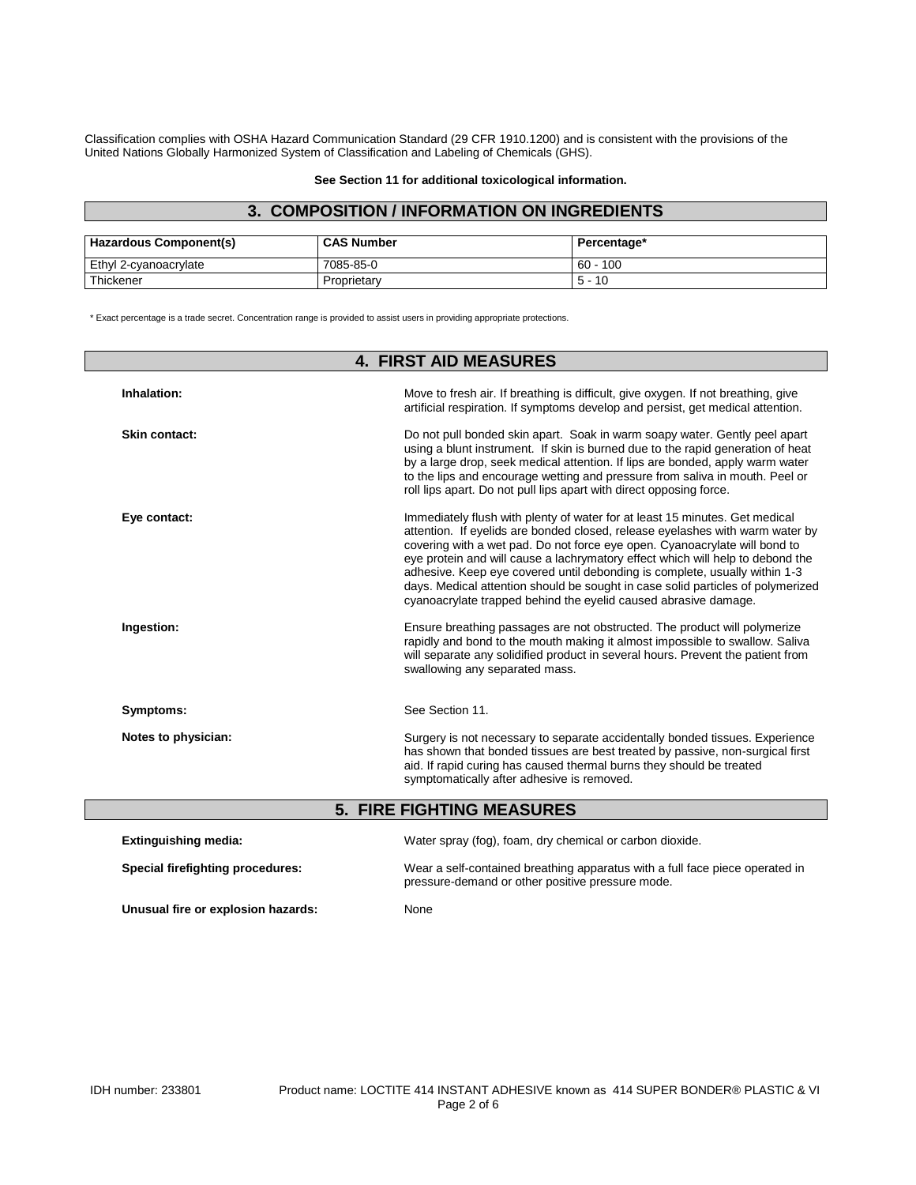Classification complies with OSHA Hazard Communication Standard (29 CFR 1910.1200) and is consistent with the provisions of the United Nations Globally Harmonized System of Classification and Labeling of Chemicals (GHS).

**See Section 11 for additional toxicological information.**

## 3. COMPOSITION / INFORMATION ON INGREDIENTS

| Hazardous Component(s) | CAS Number | Percentage* |
|---|---|---|
| Ethyl 2-cyanoacrylate | 7085-85-0 | 60 - 100 |
| Thickener | Proprietary | 5 - 10 |

* Exact percentage is a trade secret. Concentration range is provided to assist users in providing appropriate protections.

## 4. FIRST AID MEASURES

**Inhalation:** Move to fresh air. If breathing is difficult, give oxygen. If not breathing, give artificial respiration. If symptoms develop and persist, get medical attention.

**Skin contact:** Do not pull bonded skin apart. Soak in warm soapy water. Gently peel apart using a blunt instrument. If skin is burned due to the rapid generation of heat by a large drop, seek medical attention. If lips are bonded, apply warm water to the lips and encourage wetting and pressure from saliva in mouth. Peel or roll lips apart. Do not pull lips apart with direct opposing force.

**Eye contact:** Immediately flush with plenty of water for at least 15 minutes. Get medical attention. If eyelids are bonded closed, release eyelashes with warm water by covering with a wet pad. Do not force eye open. Cyanoacrylate will bond to eye protein and will cause a lachrymatory effect which will help to debond the adhesive. Keep eye covered until debonding is complete, usually within 1-3 days. Medical attention should be sought in case solid particles of polymerized cyanoacrylate trapped behind the eyelid caused abrasive damage.

**Ingestion:** Ensure breathing passages are not obstructed. The product will polymerize rapidly and bond to the mouth making it almost impossible to swallow. Saliva will separate any solidified product in several hours. Prevent the patient from swallowing any separated mass.

**Symptoms:** See Section 11.

**Notes to physician:** Surgery is not necessary to separate accidentally bonded tissues. Experience has shown that bonded tissues are best treated by passive, non-surgical first aid. If rapid curing has caused thermal burns they should be treated symptomatically after adhesive is removed.

## 5. FIRE FIGHTING MEASURES

**Extinguishing media:** Water spray (fog), foam, dry chemical or carbon dioxide.

**Special firefighting procedures:** Wear a self-contained breathing apparatus with a full face piece operated in pressure-demand or other positive pressure mode.

**Unusual fire or explosion hazards:** None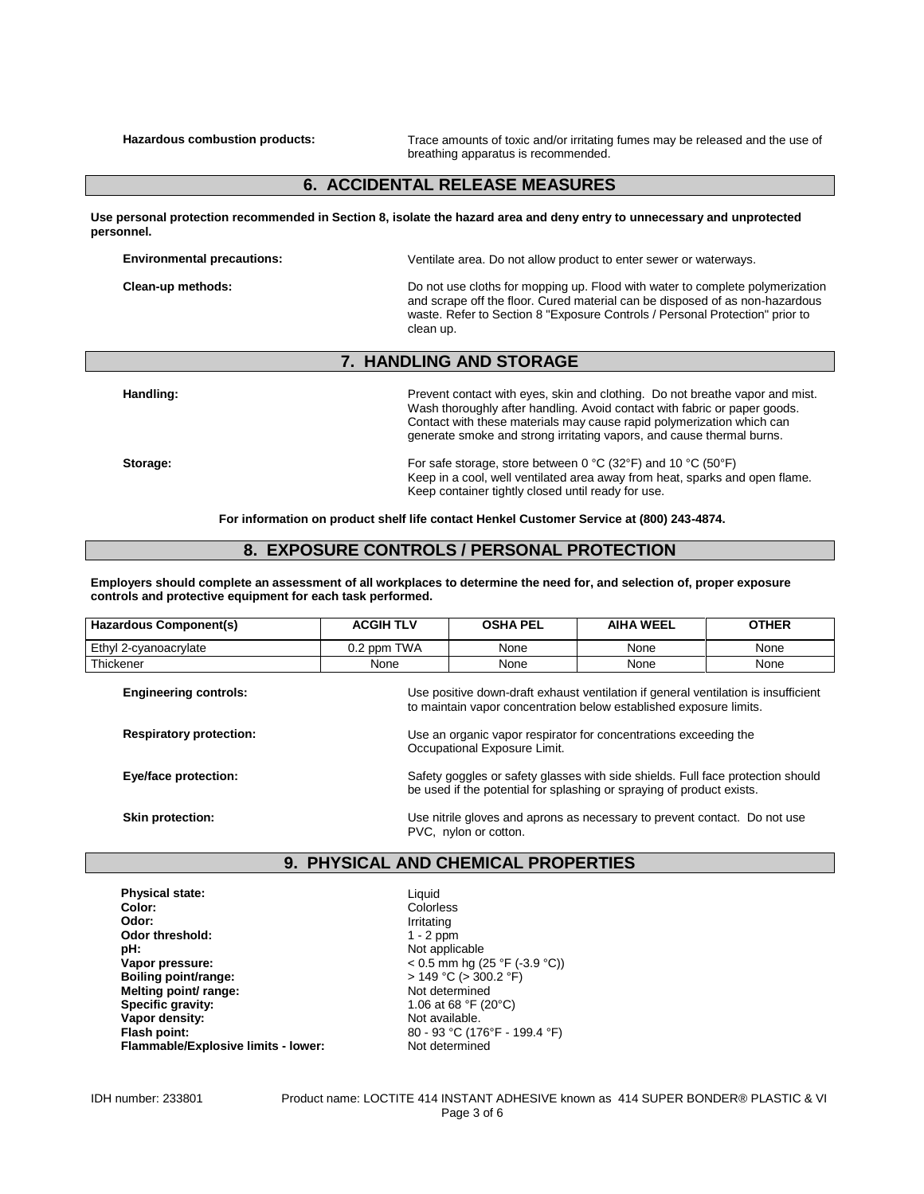**Hazardous combustion products:** Trace amounts of toxic and/or irritating fumes may be released and the use of breathing apparatus is recommended.

## 6. ACCIDENTAL RELEASE MEASURES

**Use personal protection recommended in Section 8, isolate the hazard area and deny entry to unnecessary and unprotected personnel.**

**Environmental precautions:** Ventilate area. Do not allow product to enter sewer or waterways.

**Clean-up methods:** Do not use cloths for mopping up. Flood with water to complete polymerization and scrape off the floor. Cured material can be disposed of as non-hazardous waste. Refer to Section 8 "Exposure Controls / Personal Protection" prior to clean up.

## 7. HANDLING AND STORAGE

**Handling:** Prevent contact with eyes, skin and clothing. Do not breathe vapor and mist. Wash thoroughly after handling. Avoid contact with fabric or paper goods. Contact with these materials may cause rapid polymerization which can generate smoke and strong irritating vapors, and cause thermal burns.

**Storage:** For safe storage, store between 0 °C (32°F) and 10 °C (50°F) Keep in a cool, well ventilated area away from heat, sparks and open flame. Keep container tightly closed until ready for use.

**For information on product shelf life contact Henkel Customer Service at (800) 243-4874.**

## 8. EXPOSURE CONTROLS / PERSONAL PROTECTION

**Employers should complete an assessment of all workplaces to determine the need for, and selection of, proper exposure controls and protective equipment for each task performed.**

| Hazardous Component(s) | ACGIH TLV | OSHA PEL | AIHA WEEL | OTHER |
|---|---|---|---|---|
| Ethyl 2-cyanoacrylate | 0.2 ppm TWA | None | None | None |
| Thickener | None | None | None | None |

**Engineering controls:** Use positive down-draft exhaust ventilation if general ventilation is insufficient to maintain vapor concentration below established exposure limits.

**Respiratory protection:** Use an organic vapor respirator for concentrations exceeding the Occupational Exposure Limit.

**Eye/face protection:** Safety goggles or safety glasses with side shields. Full face protection should be used if the potential for splashing or spraying of product exists.

**Skin protection:** Use nitrile gloves and aprons as necessary to prevent contact. Do not use PVC, nylon or cotton.

## 9. PHYSICAL AND CHEMICAL PROPERTIES

**Physical state:** Liquid
**Color:** Colorless
**Odor:** Irritating
**Odor threshold:** 1 - 2 ppm
**pH:** Not applicable
**Vapor pressure:** < 0.5 mm hg (25 °F (-3.9 °C))
**Boiling point/range:** > 149 °C (> 300.2 °F)
**Melting point/ range:** Not determined
**Specific gravity:** 1.06 at 68 °F (20°C)
**Vapor density:** Not available.
**Flash point:** 80 - 93 °C (176°F - 199.4 °F)
**Flammable/Explosive limits - lower:** Not determined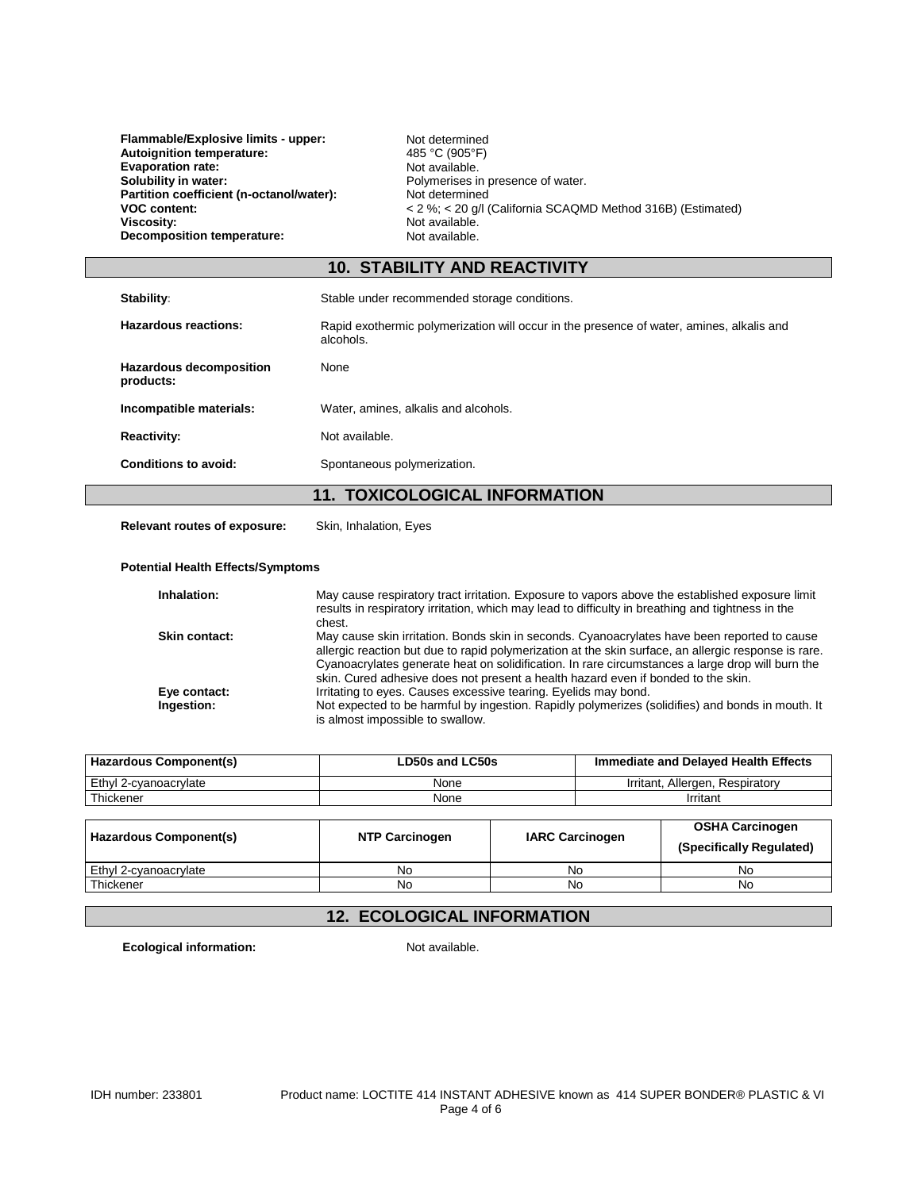| | |
|---|---|
| **Flammable/Explosive limits - upper:** | Not determined |
| **Autoignition temperature:** | 485 °C (905°F) |
| **Evaporation rate:** | Not available. |
| **Solubility in water:** | Polymerises in presence of water. |
| **Partition coefficient (n-octanol/water):** | Not determined |
| **VOC content:** | < 2 %; < 20 g/l (California SCAQMD Method 316B) (Estimated) |
| **Viscosity:** | Not available. |
| **Decomposition temperature:** | Not available. |

## 10. STABILITY AND REACTIVITY

**Stability:** Stable under recommended storage conditions.

**Hazardous reactions:** Rapid exothermic polymerization will occur in the presence of water, amines, alkalis and alcohols.

**Hazardous decomposition products:** None

**Incompatible materials:** Water, amines, alkalis and alcohols.

**Reactivity:** Not available.

**Conditions to avoid:** Spontaneous polymerization.

## 11. TOXICOLOGICAL INFORMATION

**Relevant routes of exposure:** Skin, Inhalation, Eyes

**Potential Health Effects/Symptoms**

**Inhalation:** May cause respiratory tract irritation. Exposure to vapors above the established exposure limit results in respiratory irritation, which may lead to difficulty in breathing and tightness in the chest.

**Skin contact:** May cause skin irritation. Bonds skin in seconds. Cyanoacrylates have been reported to cause allergic reaction but due to rapid polymerization at the skin surface, an allergic response is rare. Cyanoacrylates generate heat on solidification. In rare circumstances a large drop will burn the skin. Cured adhesive does not present a health hazard even if bonded to the skin.

**Eye contact:** Irritating to eyes. Causes excessive tearing. Eyelids may bond.

**Ingestion:** Not expected to be harmful by ingestion. Rapidly polymerizes (solidifies) and bonds in mouth. It is almost impossible to swallow.

| Hazardous Component(s) | LD50s and LC50s | Immediate and Delayed Health Effects |
|---|---|---|
| Ethyl 2-cyanoacrylate | None | Irritant, Allergen, Respiratory |
| Thickener | None | Irritant |

| Hazardous Component(s) | NTP Carcinogen | IARC Carcinogen | OSHA Carcinogen (Specifically Regulated) |
|---|---|---|---|
| Ethyl 2-cyanoacrylate | No | No | No |
| Thickener | No | No | No |

## 12. ECOLOGICAL INFORMATION

**Ecological information:** Not available.

IDH number: 233801 Product name: LOCTITE 414 INSTANT ADHESIVE known as 414 SUPER BONDER® PLASTIC & VI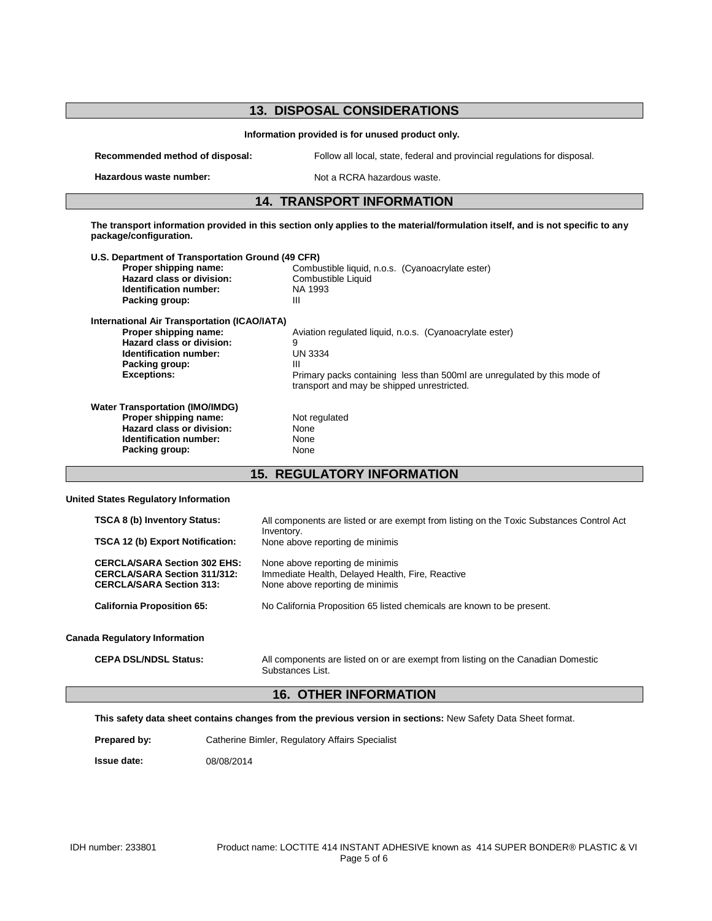## 13. DISPOSAL CONSIDERATIONS

**Information provided is for unused product only.**

**Recommended method of disposal:** Follow all local, state, federal and provincial regulations for disposal.

**Hazardous waste number:** Not a RCRA hazardous waste.

## 14. TRANSPORT INFORMATION

**The transport information provided in this section only applies to the material/formulation itself, and is not specific to any package/configuration.**

**U.S. Department of Transportation Ground (49 CFR)**

- **Proper shipping name:** Combustible liquid, n.o.s. (Cyanoacrylate ester)
- **Hazard class or division:** Combustible Liquid
- **Identification number:** NA 1993
- **Packing group:** III

**International Air Transportation (ICAO/IATA)**

- **Proper shipping name:** Aviation regulated liquid, n.o.s. (Cyanoacrylate ester)
- **Hazard class or division:** 9
- **Identification number:** UN 3334
- **Packing group:** III
- **Exceptions:** Primary packs containing less than 500ml are unregulated by this mode of transport and may be shipped unrestricted.

**Water Transportation (IMO/IMDG)**

- **Proper shipping name:** Not regulated
- **Hazard class or division:** None
- **Identification number:** None
- **Packing group:** None

## 15. REGULATORY INFORMATION

**United States Regulatory Information**

**TSCA 8 (b) Inventory Status:** All components are listed or are exempt from listing on the Toxic Substances Control Act Inventory.

**TSCA 12 (b) Export Notification:** None above reporting de minimis

**CERCLA/SARA Section 302 EHS:** None above reporting de minimis

**CERCLA/SARA Section 311/312:** Immediate Health, Delayed Health, Fire, Reactive

**CERCLA/SARA Section 313:** None above reporting de minimis

**California Proposition 65:** No California Proposition 65 listed chemicals are known to be present.

**Canada Regulatory Information**

**CEPA DSL/NDSL Status:** All components are listed on or are exempt from listing on the Canadian Domestic Substances List.

## 16. OTHER INFORMATION

**This safety data sheet contains changes from the previous version in sections:** New Safety Data Sheet format.

**Prepared by:** Catherine Bimler, Regulatory Affairs Specialist

**Issue date:** 08/08/2014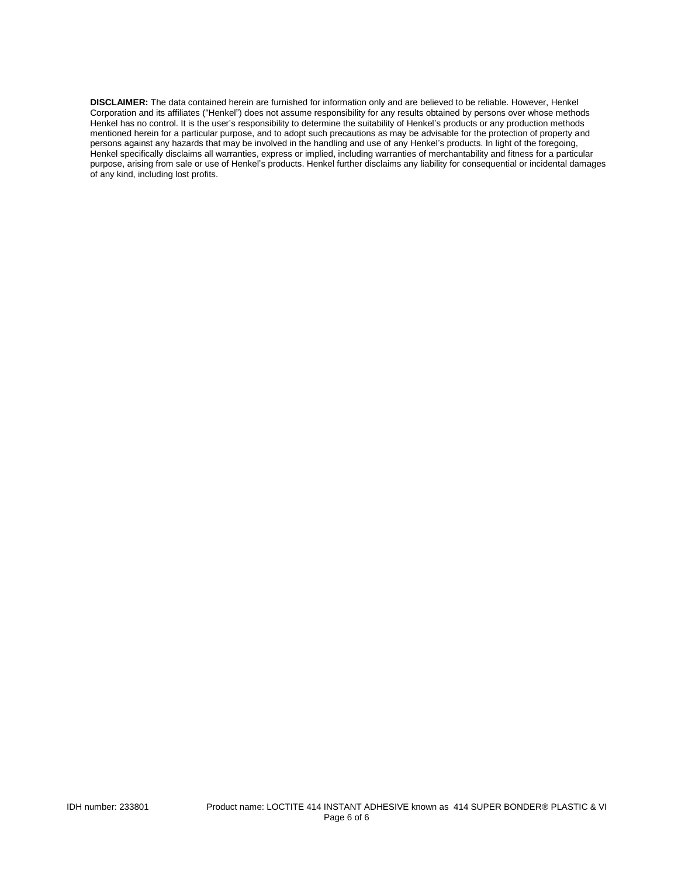**DISCLAIMER:** The data contained herein are furnished for information only and are believed to be reliable. However, Henkel Corporation and its affiliates ("Henkel") does not assume responsibility for any results obtained by persons over whose methods Henkel has no control. It is the user's responsibility to determine the suitability of Henkel's products or any production methods mentioned herein for a particular purpose, and to adopt such precautions as may be advisable for the protection of property and persons against any hazards that may be involved in the handling and use of any Henkel's products. In light of the foregoing, Henkel specifically disclaims all warranties, express or implied, including warranties of merchantability and fitness for a particular purpose, arising from sale or use of Henkel's products. Henkel further disclaims any liability for consequential or incidental damages of any kind, including lost profits.